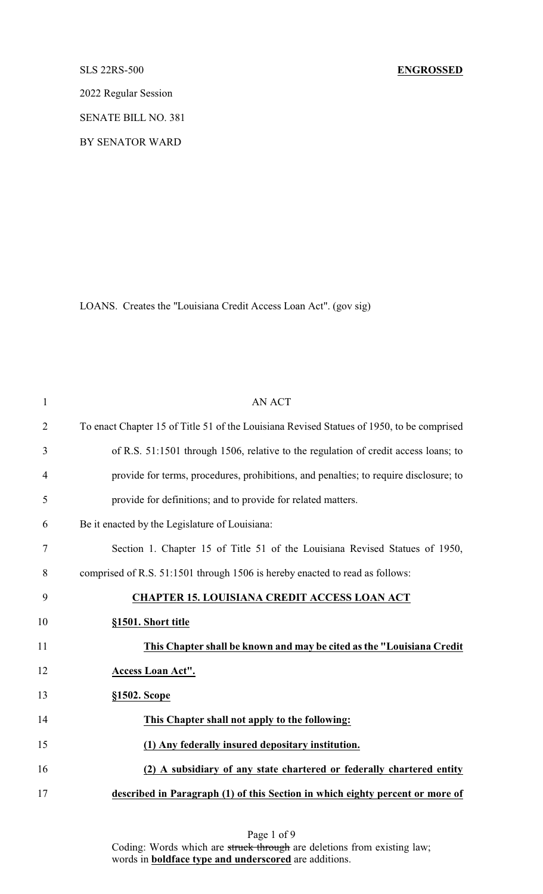SLS 22RS-500 **ENGROSSED**

2022 Regular Session

SENATE BILL NO. 381

BY SENATOR WARD

LOANS. Creates the "Louisiana Credit Access Loan Act". (gov sig)

AN ACT

To enact Chapter 15 of Title 51 of the Louisiana Revised Statues of 1950, to be comprised of R.S. 51:1501 through 1506, relative to the regulation of credit access loans; to provide for terms, procedures, prohibitions, and penalties; to require disclosure; to provide for definitions; and to provide for related matters.

Be it enacted by the Legislature of Louisiana:

Section 1. Chapter 15 of Title 51 of the Louisiana Revised Statues of 1950, comprised of R.S. 51:1501 through 1506 is hereby enacted to read as follows:

**CHAPTER 15. LOUISIANA CREDIT ACCESS LOAN ACT**

**§1501. Short title**

**This Chapter shall be known and may be cited as the "Louisiana Credit Access Loan Act".**

**§1502. Scope**

**This Chapter shall not apply to the following:**

**(1) Any federally insured depositary institution.**

**(2) A subsidiary of any state chartered or federally chartered entity described in Paragraph (1) of this Section in which eighty percent or more of**

Coding: Words which are ~~struck through~~ are deletions from existing law; words in **boldface type and underscored** are additions.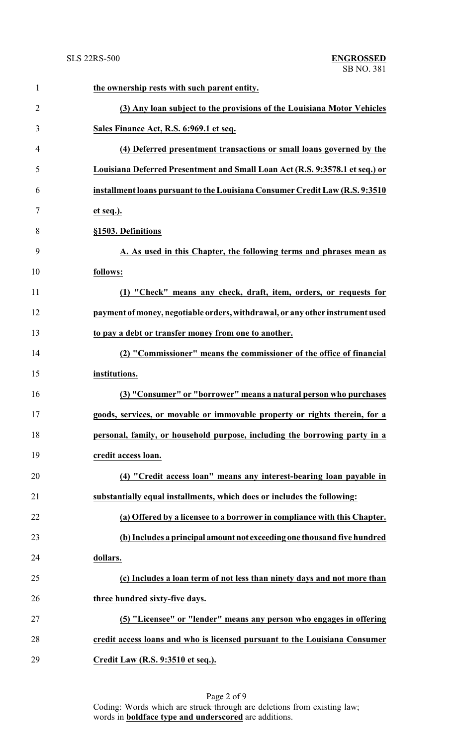**the ownership rests with such parent entity.**

**(3) Any loan subject to the provisions of the Louisiana Motor Vehicles Sales Finance Act, R.S. 6:969.1 et seq.**

**(4) Deferred presentment transactions or small loans governed by the Louisiana Deferred Presentment and Small Loan Act (R.S. 9:3578.1 et seq.) or installment loans pursuant to the Louisiana Consumer Credit Law (R.S. 9:3510 et seq.).**

**§1503. Definitions**

**A. As used in this Chapter, the following terms and phrases mean as follows:**

**(1) "Check" means any check, draft, item, orders, or requests for payment of money, negotiable orders, withdrawal, or any other instrument used to pay a debt or transfer money from one to another.**

**(2) "Commissioner" means the commissioner of the office of financial institutions.**

**(3) "Consumer" or "borrower" means a natural person who purchases goods, services, or movable or immovable property or rights therein, for a personal, family, or household purpose, including the borrowing party in a credit access loan.**

**(4) "Credit access loan" means any interest-bearing loan payable in substantially equal installments, which does or includes the following:**

**(a) Offered by a licensee to a borrower in compliance with this Chapter.**

**(b) Includes a principal amount not exceeding one thousand five hundred dollars.**

**(c) Includes a loan term of not less than ninety days and not more than three hundred sixty-five days.**

**(5) "Licensee" or "lender" means any person who engages in offering credit access loans and who is licensed pursuant to the Louisiana Consumer Credit Law (R.S. 9:3510 et seq.).**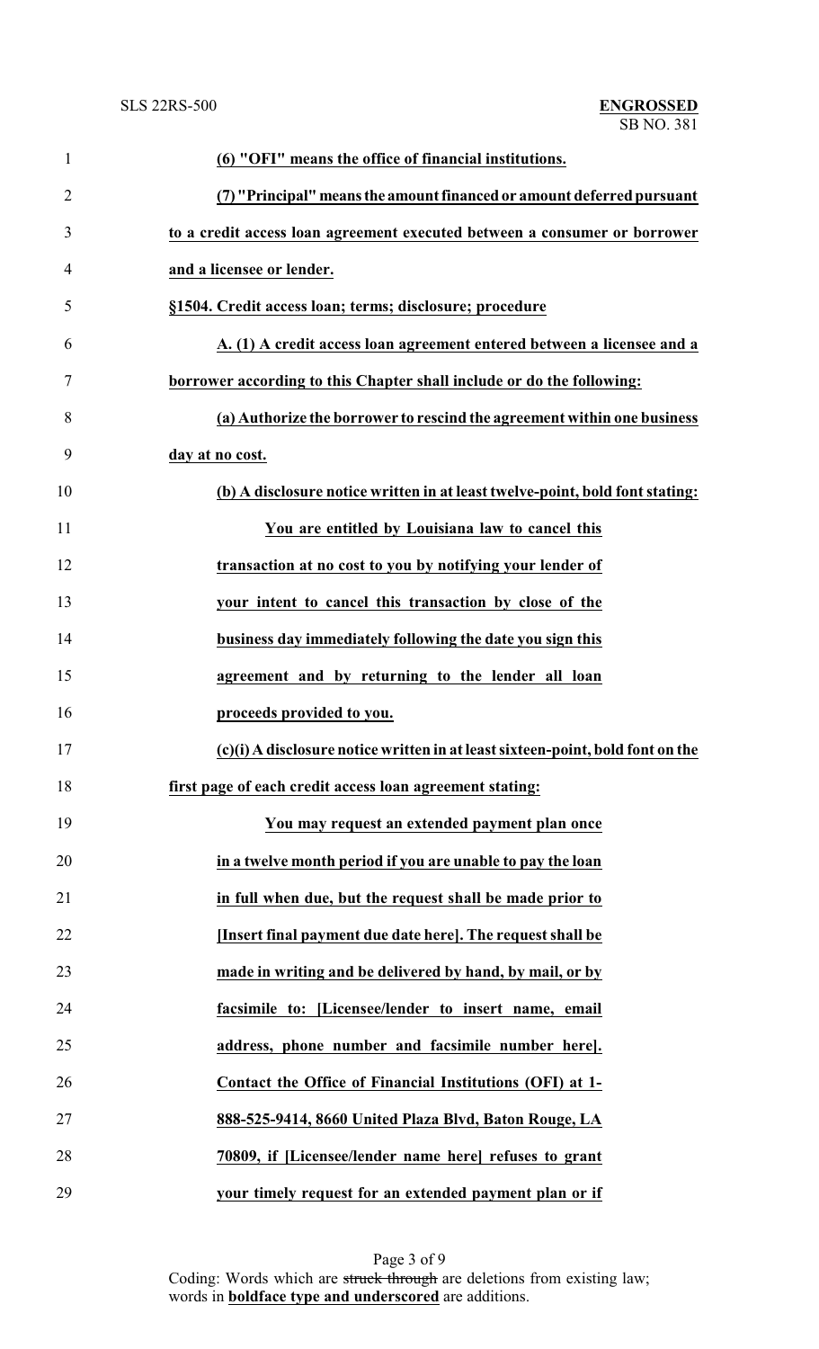**(6) "OFI" means the office of financial institutions.**

**(7) "Principal" means the amount financed or amount deferred pursuant to a credit access loan agreement executed between a consumer or borrower and a licensee or lender.**

**§1504. Credit access loan; terms; disclosure; procedure**

**A. (1) A credit access loan agreement entered between a licensee and a borrower according to this Chapter shall include or do the following:**

**(a) Authorize the borrower to rescind the agreement within one business day at no cost.**

**(b) A disclosure notice written in at least twelve-point, bold font stating:**

> **You are entitled by Louisiana law to cancel this transaction at no cost to you by notifying your lender of your intent to cancel this transaction by close of the business day immediately following the date you sign this agreement and by returning to the lender all loan proceeds provided to you.**

**(c)(i) A disclosure notice written in at least sixteen-point, bold font on the first page of each credit access loan agreement stating:**

> **You may request an extended payment plan once in a twelve month period if you are unable to pay the loan in full when due, but the request shall be made prior to [Insert final payment due date here]. The request shall be made in writing and be delivered by hand, by mail, or by facsimile to: [Licensee/lender to insert name, email address, phone number and facsimile number here]. Contact the Office of Financial Institutions (OFI) at 1-888-525-9414, 8660 United Plaza Blvd, Baton Rouge, LA 70809, if [Licensee/lender name here] refuses to grant your timely request for an extended payment plan or if**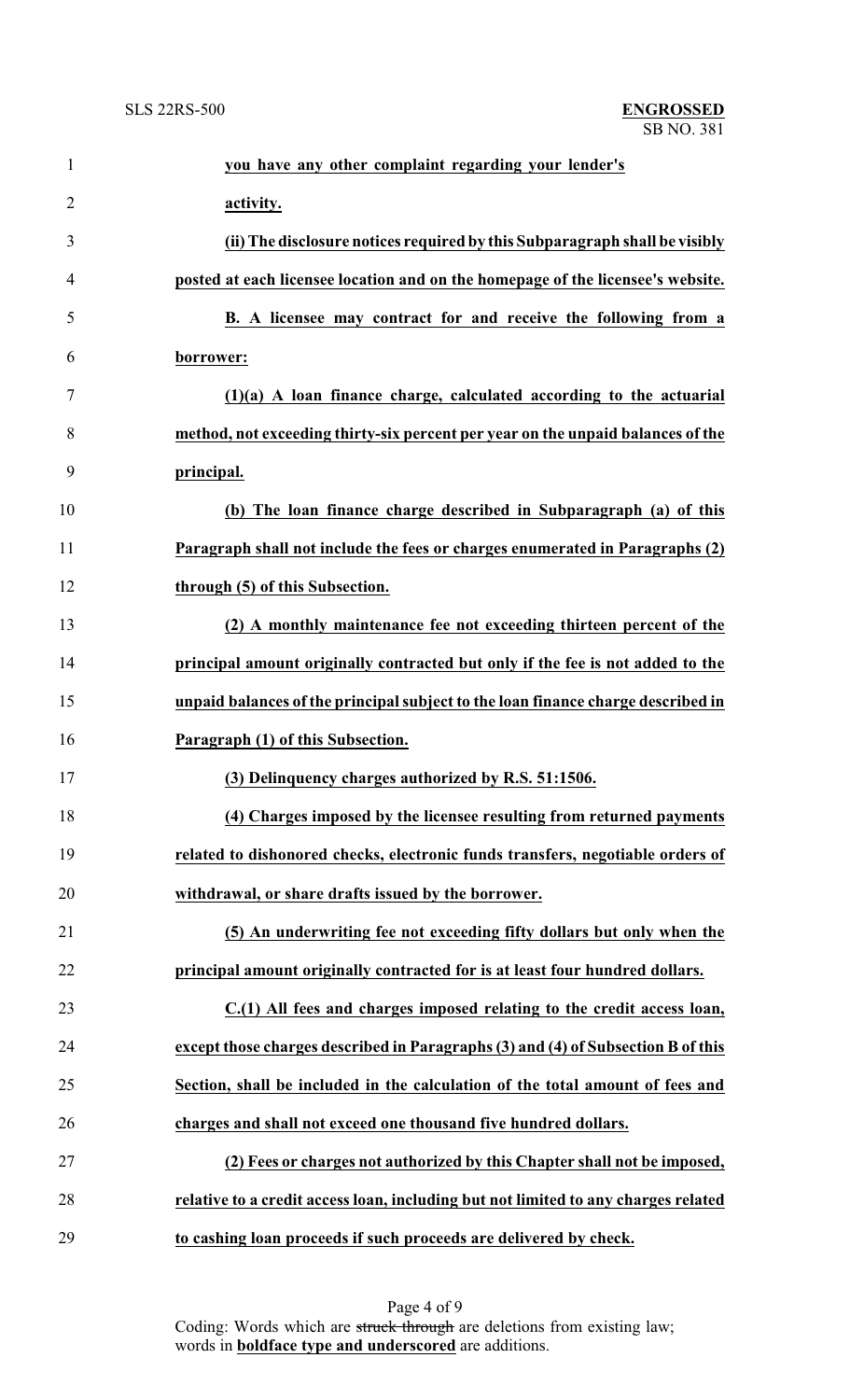**you have any other complaint regarding your lender's activity.**

**(ii) The disclosure notices required by this Subparagraph shall be visibly posted at each licensee location and on the homepage of the licensee's website.**

**B. A licensee may contract for and receive the following from a borrower:**

**(1)(a) A loan finance charge, calculated according to the actuarial method, not exceeding thirty-six percent per year on the unpaid balances of the principal.**

**(b) The loan finance charge described in Subparagraph (a) of this Paragraph shall not include the fees or charges enumerated in Paragraphs (2) through (5) of this Subsection.**

**(2) A monthly maintenance fee not exceeding thirteen percent of the principal amount originally contracted but only if the fee is not added to the unpaid balances of the principal subject to the loan finance charge described in Paragraph (1) of this Subsection.**

**(3) Delinquency charges authorized by R.S. 51:1506.**

**(4) Charges imposed by the licensee resulting from returned payments related to dishonored checks, electronic funds transfers, negotiable orders of withdrawal, or share drafts issued by the borrower.**

**(5) An underwriting fee not exceeding fifty dollars but only when the principal amount originally contracted for is at least four hundred dollars.**

**C.(1) All fees and charges imposed relating to the credit access loan, except those charges described in Paragraphs (3) and (4) of Subsection B of this Section, shall be included in the calculation of the total amount of fees and charges and shall not exceed one thousand five hundred dollars.**

**(2) Fees or charges not authorized by this Chapter shall not be imposed, relative to a credit access loan, including but not limited to any charges related to cashing loan proceeds if such proceeds are delivered by check.**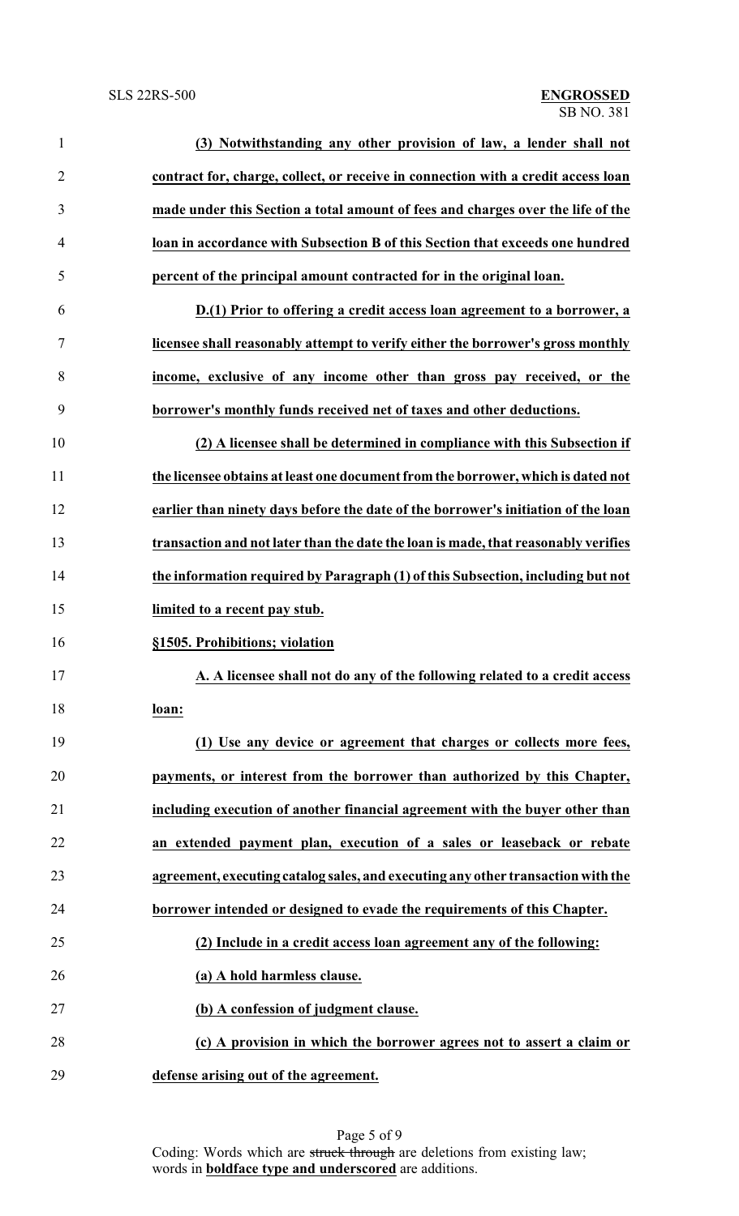**(3) Notwithstanding any other provision of law, a lender shall not contract for, charge, collect, or receive in connection with a credit access loan made under this Section a total amount of fees and charges over the life of the loan in accordance with Subsection B of this Section that exceeds one hundred percent of the principal amount contracted for in the original loan.**

**D.(1) Prior to offering a credit access loan agreement to a borrower, a licensee shall reasonably attempt to verify either the borrower's gross monthly income, exclusive of any income other than gross pay received, or the borrower's monthly funds received net of taxes and other deductions.**

**(2) A licensee shall be determined in compliance with this Subsection if the licensee obtains at least one document from the borrower, which is dated not earlier than ninety days before the date of the borrower's initiation of the loan transaction and not later than the date the loan is made, that reasonably verifies the information required by Paragraph (1) of this Subsection, including but not limited to a recent pay stub.**

**§1505. Prohibitions; violation**

**A. A licensee shall not do any of the following related to a credit access loan:**

**(1) Use any device or agreement that charges or collects more fees, payments, or interest from the borrower than authorized by this Chapter, including execution of another financial agreement with the buyer other than an extended payment plan, execution of a sales or leaseback or rebate agreement, executing catalog sales, and executing any other transaction with the borrower intended or designed to evade the requirements of this Chapter.**

**(2) Include in a credit access loan agreement any of the following:**

**(a) A hold harmless clause.**

**(b) A confession of judgment clause.**

**(c) A provision in which the borrower agrees not to assert a claim or defense arising out of the agreement.**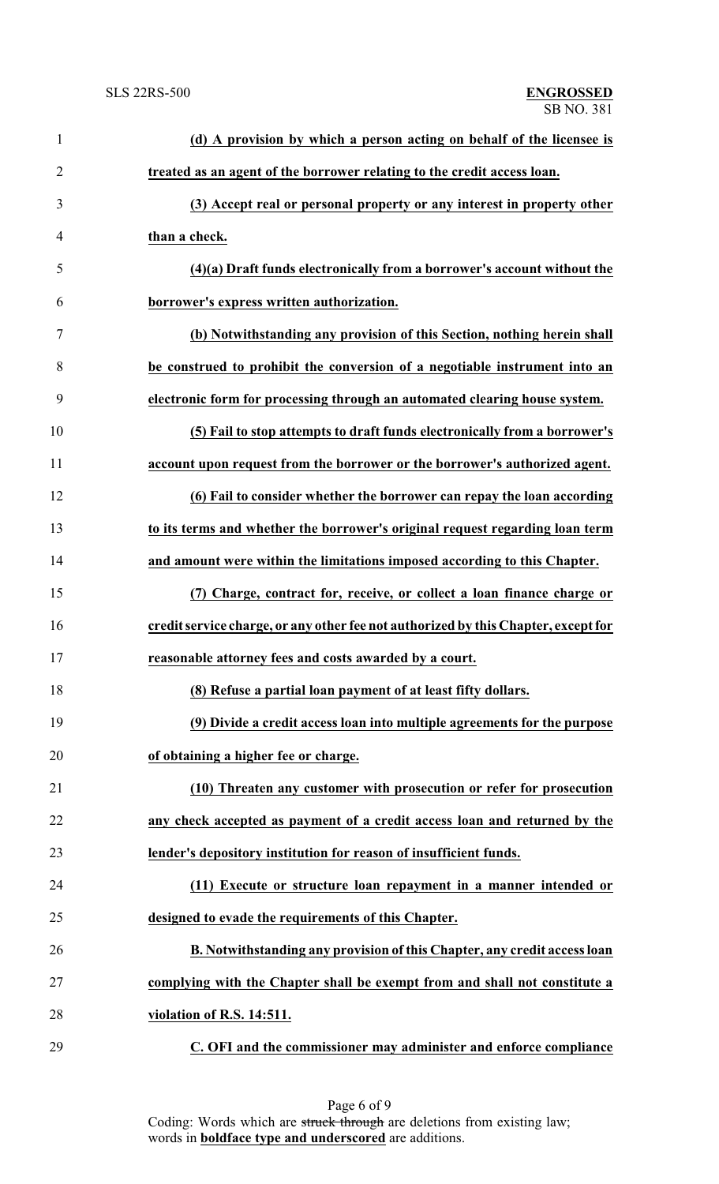**(d) A provision by which a person acting on behalf of the licensee is treated as an agent of the borrower relating to the credit access loan.**

**(3) Accept real or personal property or any interest in property other than a check.**

**(4)(a) Draft funds electronically from a borrower's account without the borrower's express written authorization.**

**(b) Notwithstanding any provision of this Section, nothing herein shall be construed to prohibit the conversion of a negotiable instrument into an electronic form for processing through an automated clearing house system.**

**(5) Fail to stop attempts to draft funds electronically from a borrower's account upon request from the borrower or the borrower's authorized agent.**

**(6) Fail to consider whether the borrower can repay the loan according to its terms and whether the borrower's original request regarding loan term and amount were within the limitations imposed according to this Chapter.**

**(7) Charge, contract for, receive, or collect a loan finance charge or credit service charge, or any other fee not authorized by this Chapter, except for reasonable attorney fees and costs awarded by a court.**

**(8) Refuse a partial loan payment of at least fifty dollars.**

**(9) Divide a credit access loan into multiple agreements for the purpose of obtaining a higher fee or charge.**

**(10) Threaten any customer with prosecution or refer for prosecution any check accepted as payment of a credit access loan and returned by the lender's depository institution for reason of insufficient funds.**

**(11) Execute or structure loan repayment in a manner intended or designed to evade the requirements of this Chapter.**

**B. Notwithstanding any provision of this Chapter, any credit access loan complying with the Chapter shall be exempt from and shall not constitute a violation of R.S. 14:511.**

**C. OFI and the commissioner may administer and enforce compliance**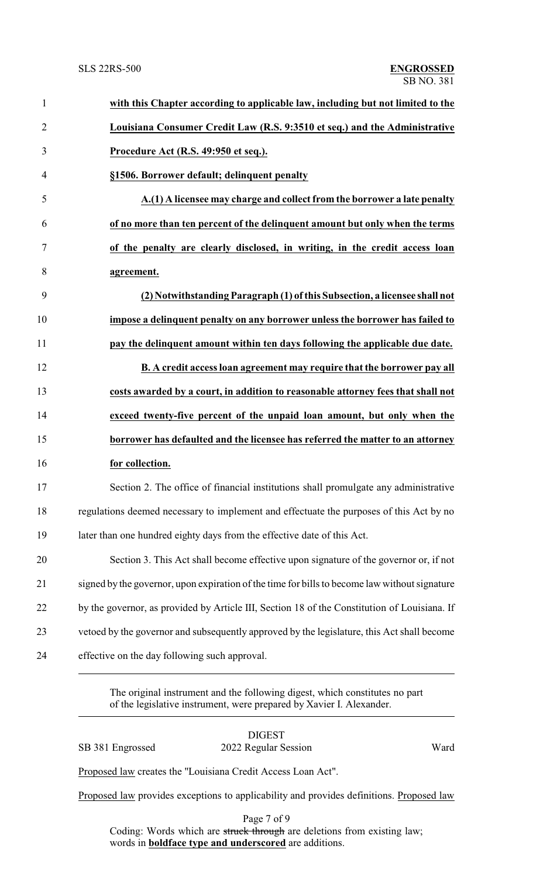**with this Chapter according to applicable law, including but not limited to the Louisiana Consumer Credit Law (R.S. 9:3510 et seq.) and the Administrative Procedure Act (R.S. 49:950 et seq.).**

**§1506. Borrower default; delinquent penalty**

**A.(1) A licensee may charge and collect from the borrower a late penalty of no more than ten percent of the delinquent amount but only when the terms of the penalty are clearly disclosed, in writing, in the credit access loan agreement.**

**(2) Notwithstanding Paragraph (1) of this Subsection, a licensee shall not impose a delinquent penalty on any borrower unless the borrower has failed to pay the delinquent amount within ten days following the applicable due date.**

**B. A credit access loan agreement may require that the borrower pay all costs awarded by a court, in addition to reasonable attorney fees that shall not exceed twenty-five percent of the unpaid loan amount, but only when the borrower has defaulted and the licensee has referred the matter to an attorney for collection.**

Section 2. The office of financial institutions shall promulgate any administrative regulations deemed necessary to implement and effectuate the purposes of this Act by no later than one hundred eighty days from the effective date of this Act.

Section 3. This Act shall become effective upon signature of the governor or, if not signed by the governor, upon expiration of the time for bills to become law without signature by the governor, as provided by Article III, Section 18 of the Constitution of Louisiana. If vetoed by the governor and subsequently approved by the legislature, this Act shall become effective on the day following such approval.

---

The original instrument and the following digest, which constitutes no part of the legislative instrument, were prepared by Xavier I. Alexander.

---

DIGEST

SB 381 Engrossed 2022 Regular Session Ward

Proposed law creates the "Louisiana Credit Access Loan Act".

Proposed law provides exceptions to applicability and provides definitions. Proposed law

Coding: Words which are ~~struck through~~ are deletions from existing law; words in **boldface type and underscored** are additions.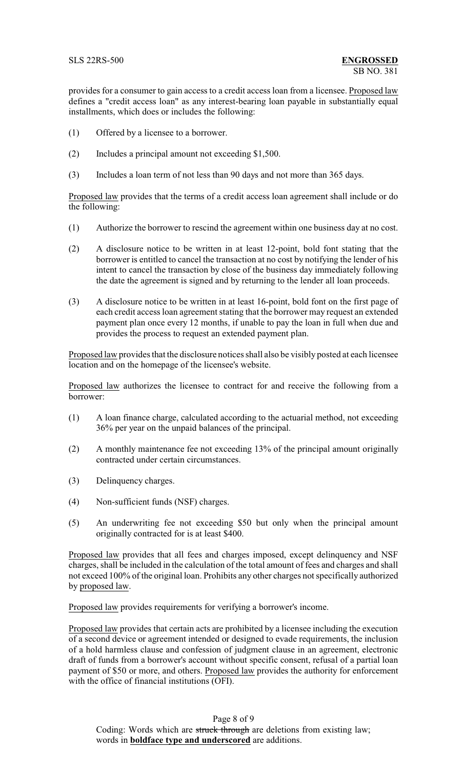provides for a consumer to gain access to a credit access loan from a licensee. Proposed law defines a "credit access loan" as any interest-bearing loan payable in substantially equal installments, which does or includes the following:

(1) Offered by a licensee to a borrower.

(2) Includes a principal amount not exceeding $1,500.

(3) Includes a loan term of not less than 90 days and not more than 365 days.

Proposed law provides that the terms of a credit access loan agreement shall include or do the following:

(1) Authorize the borrower to rescind the agreement within one business day at no cost.

(2) A disclosure notice to be written in at least 12-point, bold font stating that the borrower is entitled to cancel the transaction at no cost by notifying the lender of his intent to cancel the transaction by close of the business day immediately following the date the agreement is signed and by returning to the lender all loan proceeds.

(3) A disclosure notice to be written in at least 16-point, bold font on the first page of each credit access loan agreement stating that the borrower may request an extended payment plan once every 12 months, if unable to pay the loan in full when due and provides the process to request an extended payment plan.

Proposed law provides that the disclosure notices shall also be visibly posted at each licensee location and on the homepage of the licensee's website.

Proposed law authorizes the licensee to contract for and receive the following from a borrower:

(1) A loan finance charge, calculated according to the actuarial method, not exceeding 36% per year on the unpaid balances of the principal.

(2) A monthly maintenance fee not exceeding 13% of the principal amount originally contracted under certain circumstances.

(3) Delinquency charges.

(4) Non-sufficient funds (NSF) charges.

(5) An underwriting fee not exceeding $50 but only when the principal amount originally contracted for is at least $400.

Proposed law provides that all fees and charges imposed, except delinquency and NSF charges, shall be included in the calculation of the total amount of fees and charges and shall not exceed 100% of the original loan. Prohibits any other charges not specifically authorized by proposed law.

Proposed law provides requirements for verifying a borrower's income.

Proposed law provides that certain acts are prohibited by a licensee including the execution of a second device or agreement intended or designed to evade requirements, the inclusion of a hold harmless clause and confession of judgment clause in an agreement, electronic draft of funds from a borrower's account without specific consent, refusal of a partial loan payment of $50 or more, and others. Proposed law provides the authority for enforcement with the office of financial institutions (OFI).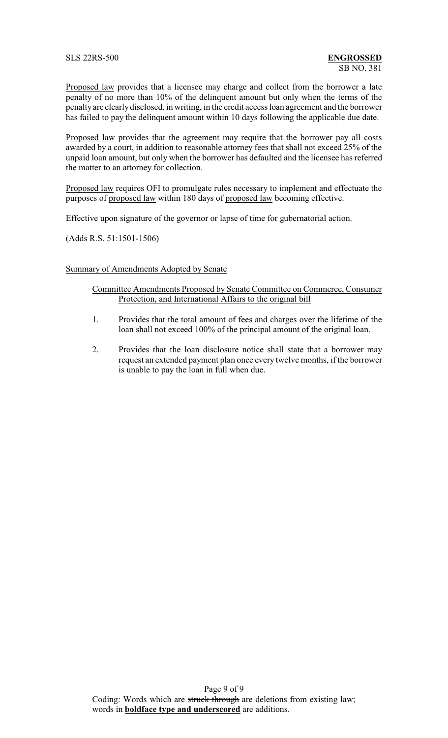Proposed law provides that a licensee may charge and collect from the borrower a late penalty of no more than 10% of the delinquent amount but only when the terms of the penalty are clearly disclosed, in writing, in the credit access loan agreement and the borrower has failed to pay the delinquent amount within 10 days following the applicable due date.

Proposed law provides that the agreement may require that the borrower pay all costs awarded by a court, in addition to reasonable attorney fees that shall not exceed 25% of the unpaid loan amount, but only when the borrower has defaulted and the licensee has referred the matter to an attorney for collection.

Proposed law requires OFI to promulgate rules necessary to implement and effectuate the purposes of proposed law within 180 days of proposed law becoming effective.

Effective upon signature of the governor or lapse of time for gubernatorial action.

(Adds R.S. 51:1501-1506)

Summary of Amendments Adopted by Senate

Committee Amendments Proposed by Senate Committee on Commerce, Consumer Protection, and International Affairs to the original bill

1. Provides that the total amount of fees and charges over the lifetime of the loan shall not exceed 100% of the principal amount of the original loan.

2. Provides that the loan disclosure notice shall state that a borrower may request an extended payment plan once every twelve months, if the borrower is unable to pay the loan in full when due.

Coding: Words which are ~~struck through~~ are deletions from existing law; words in **boldface type and underscored** are additions.